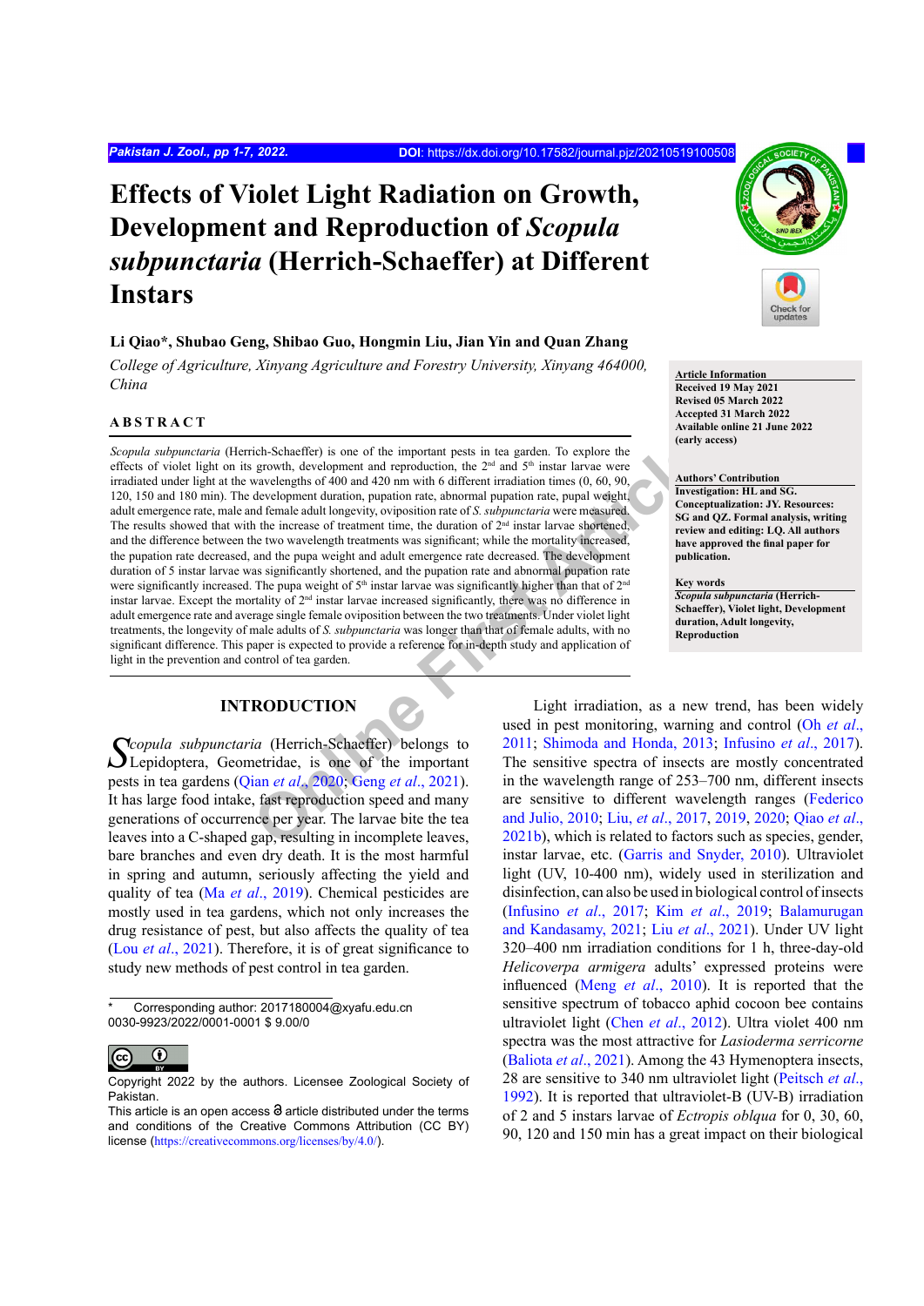# Effects of Violet Light Radiation on Growth, Development and Reproduction of *Scopula subpunctaria* (Herrich-Schaeffer) at Different Instars

**Li Qiao*, Shubao Geng, Shibao Guo, Hongmin Liu, Jian Yin and Quan Zhang**

*College of Agriculture, Xinyang Agriculture and Forestry University, Xinyang 464000, China*

**Article Information**
Received 19 May 2021
Revised 05 March 2022
Accepted 31 March 2022
Available online 21 June 2022
(early access)

**Authors' Contribution**
Investigation: HL and SG. Conceptualization: JY. Resources: SG and QZ. Formal analysis, writing review and editing: LQ. All authors have approved the final paper for publication.

**Key words**
*Scopula subpunctaria* (Herrich-Schaeffer), Violet light, Development duration, Adult longevity, Reproduction

## ABSTRACT

*Scopula subpunctaria* (Herrich-Schaeffer) is one of the important pests in tea garden. To explore the effects of violet light on its growth, development and reproduction, the 2nd and 5th instar larvae were irradiated under light at the wavelengths of 400 and 420 nm with 6 different irradiation times (0, 60, 90, 120, 150 and 180 min). The development duration, pupation rate, abnormal pupation rate, pupal weight, adult emergence rate, male and female adult longevity, oviposition rate of *S. subpunctaria* were measured. The results showed that with the increase of treatment time, the duration of 2nd instar larvae shortened, and the difference between the two wavelength treatments was significant; while the mortality increased, the pupation rate decreased, and the pupa weight and adult emergence rate decreased. The development duration of 5 instar larvae was significantly shortened, and the pupation rate and abnormal pupation rate were significantly increased. The pupa weight of 5th instar larvae was significantly higher than that of 2nd instar larvae. Except the mortality of 2nd instar larvae increased significantly, there was no difference in adult emergence rate and average single female oviposition between the two treatments. Under violet light treatments, the longevity of male adults of *S. subpunctaria* was longer than that of female adults, with no significant difference. This paper is expected to provide a reference for in-depth study and application of light in the prevention and control of tea garden.

## INTRODUCTION

*Scopula subpunctaria* (Herrich-Schaeffer) belongs to Lepidoptera, Geometridae, is one of the important pests in tea gardens (Qian *et al*., 2020; Geng *et al*., 2021). It has large food intake, fast reproduction speed and many generations of occurrence per year. The larvae bite the tea leaves into a C-shaped gap, resulting in incomplete leaves, bare branches and even dry death. It is the most harmful in spring and autumn, seriously affecting the yield and quality of tea (Ma *et al*., 2019). Chemical pesticides are mostly used in tea gardens, which not only increases the drug resistance of pest, but also affects the quality of tea (Lou *et al*., 2021). Therefore, it is of great significance to study new methods of pest control in tea garden.

Light irradiation, as a new trend, has been widely used in pest monitoring, warning and control (Oh *et al*., 2011; Shimoda and Honda, 2013; Infusino *et al*., 2017). The sensitive spectra of insects are mostly concentrated in the wavelength range of 253–700 nm, different insects are sensitive to different wavelength ranges (Federico and Julio, 2010; Liu, *et al*., 2017, 2019, 2020; Qiao *et al*., 2021b), which is related to factors such as species, gender, instar larvae, etc. (Garris and Snyder, 2010). Ultraviolet light (UV, 10-400 nm), widely used in sterilization and disinfection, can also be used in biological control of insects (Infusino *et al*., 2017; Kim *et al*., 2019; Balamurugan and Kandasamy, 2021; Liu *et al*., 2021). Under UV light 320–400 nm irradiation conditions for 1 h, three-day-old *Helicoverpa armigera* adults' expressed proteins were influenced (Meng *et al*., 2010). It is reported that the sensitive spectrum of tobacco aphid cocoon bee contains ultraviolet light (Chen *et al*., 2012). Ultra violet 400 nm spectra was the most attractive for *Lasioderma serricorne* (Baliota *et al*., 2021). Among the 43 Hymenoptera insects, 28 are sensitive to 340 nm ultraviolet light (Peitsch *et al*., 1992). It is reported that ultraviolet-B (UV-B) irradiation of 2 and 5 instars larvae of *Ectropis oblqua* for 0, 30, 60, 90, 120 and 150 min has a great impact on their biological

---

\* Corresponding author: 2017180004@xyafu.edu.cn
0030-9923/2022/0001-0001 $ 9.00/0

Copyright 2022 by the authors. Licensee Zoological Society of Pakistan.
This article is an open access article distributed under the terms and conditions of the Creative Commons Attribution (CC BY) license (https://creativecommons.org/licenses/by/4.0/).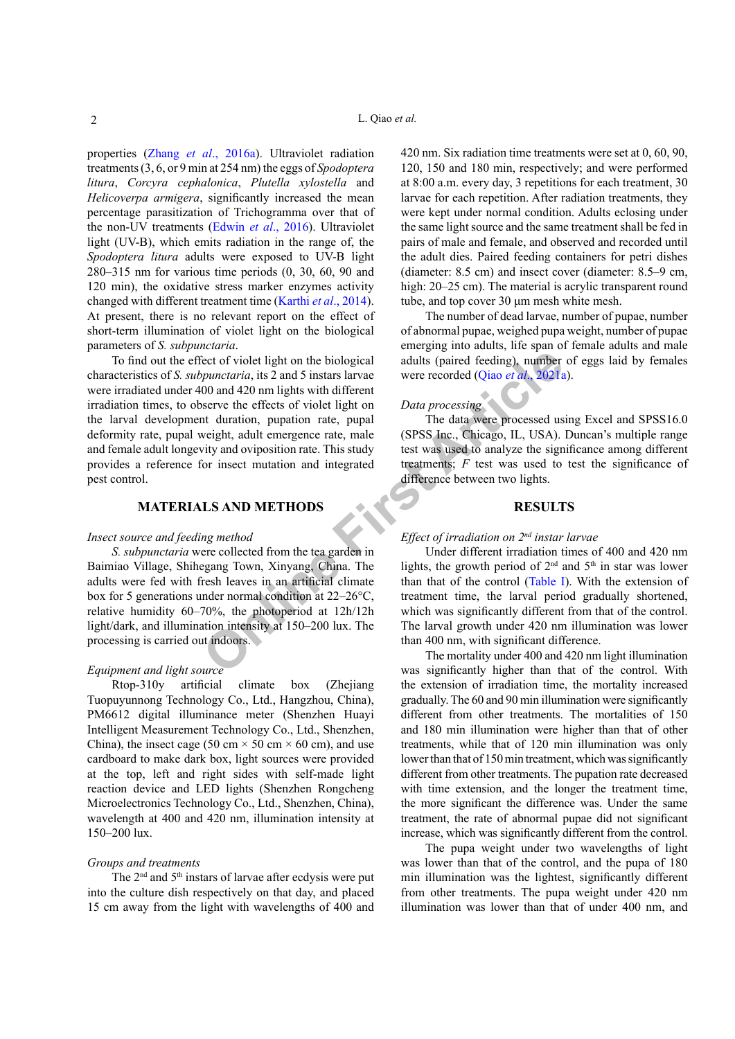properties (Zhang *et al*., 2016a). Ultraviolet radiation treatments (3, 6, or 9 min at 254 nm) the eggs of *Spodoptera litura*, *Corcyra cephalonica*, *Plutella xylostella* and *Helicoverpa armigera*, significantly increased the mean percentage parasitization of Trichogramma over that of the non-UV treatments (Edwin *et al*., 2016). Ultraviolet light (UV-B), which emits radiation in the range of, the *Spodoptera litura* adults were exposed to UV-B light 280–315 nm for various time periods (0, 30, 60, 90 and 120 min), the oxidative stress marker enzymes activity changed with different treatment time (Karthi *et al*., 2014). At present, there is no relevant report on the effect of short-term illumination of violet light on the biological parameters of *S. subpunctaria*.

To find out the effect of violet light on the biological characteristics of *S. subpunctaria*, its 2 and 5 instars larvae were irradiated under 400 and 420 nm lights with different irradiation times, to observe the effects of violet light on the larval development duration, pupation rate, pupal deformity rate, pupal weight, adult emergence rate, male and female adult longevity and oviposition rate. This study provides a reference for insect mutation and integrated pest control.

## MATERIALS AND METHODS

*Insect source and feeding method*

*S. subpunctaria* were collected from the tea garden in Baimiao Village, Shihegang Town, Xinyang, China. The adults were fed with fresh leaves in an artificial climate box for 5 generations under normal condition at 22–26°C, relative humidity 60–70%, the photoperiod at 12h/12h light/dark, and illumination intensity at 150–200 lux. The processing is carried out indoors.

*Equipment and light source*

Rtop-310y artificial climate box (Zhejiang Tuopuyunnong Technology Co., Ltd., Hangzhou, China), PM6612 digital illuminance meter (Shenzhen Huayi Intelligent Measurement Technology Co., Ltd., Shenzhen, China), the insect cage (50 cm × 50 cm × 60 cm), and use cardboard to make dark box, light sources were provided at the top, left and right sides with self-made light reaction device and LED lights (Shenzhen Rongcheng Microelectronics Technology Co., Ltd., Shenzhen, China), wavelength at 400 and 420 nm, illumination intensity at 150–200 lux.

*Groups and treatments*

The 2[nd] and 5[th] instars of larvae after ecdysis were put into the culture dish respectively on that day, and placed 15 cm away from the light with wavelengths of 400 and 420 nm. Six radiation time treatments were set at 0, 60, 90, 120, 150 and 180 min, respectively; and were performed at 8:00 a.m. every day, 3 repetitions for each treatment, 30 larvae for each repetition. After radiation treatments, they were kept under normal condition. Adults eclosing under the same light source and the same treatment shall be fed in pairs of male and female, and observed and recorded until the adult dies. Paired feeding containers for petri dishes (diameter: 8.5 cm) and insect cover (diameter: 8.5–9 cm, high: 20–25 cm). The material is acrylic transparent round tube, and top cover 30 µm mesh white mesh.

The number of dead larvae, number of pupae, number of abnormal pupae, weighed pupa weight, number of pupae emerging into adults, life span of female adults and male adults (paired feeding), number of eggs laid by females were recorded (Qiao *et al*., 2021a).

*Data processing*

The data were processed using Excel and SPSS16.0 (SPSS Inc., Chicago, IL, USA). Duncan's multiple range test was used to analyze the significance among different treatments; *F* test was used to test the significance of difference between two lights.

## RESULTS

*Effect of irradiation on 2[nd] instar larvae*

Under different irradiation times of 400 and 420 nm lights, the growth period of 2[nd] and 5[th] in star was lower than that of the control (Table I). With the extension of treatment time, the larval period gradually shortened, which was significantly different from that of the control. The larval growth under 420 nm illumination was lower than 400 nm, with significant difference.

The mortality under 400 and 420 nm light illumination was significantly higher than that of the control. With the extension of irradiation time, the mortality increased gradually. The 60 and 90 min illumination were significantly different from other treatments. The mortalities of 150 and 180 min illumination were higher than that of other treatments, while that of 120 min illumination was only lower than that of 150 min treatment, which was significantly different from other treatments. The pupation rate decreased with time extension, and the longer the treatment time, the more significant the difference was. Under the same treatment, the rate of abnormal pupae did not significant increase, which was significantly different from the control.

The pupa weight under two wavelengths of light was lower than that of the control, and the pupa of 180 min illumination was the lightest, significantly different from other treatments. The pupa weight under 420 nm illumination was lower than that of under 400 nm, and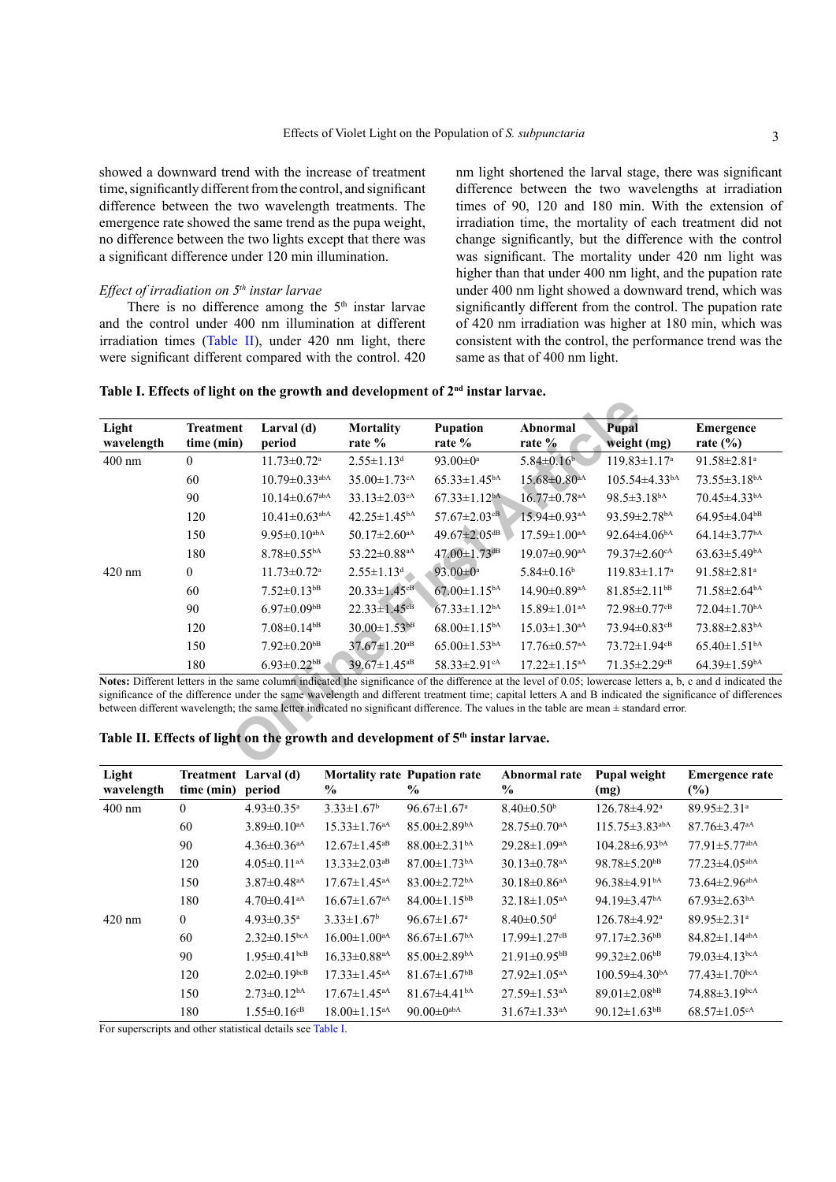showed a downward trend with the increase of treatment time, significantly different from the control, and significant difference between the two wavelength treatments. The emergence rate showed the same trend as the pupa weight, no difference between the two lights except that there was a significant difference under 120 min illumination.

*Effect of irradiation on 5th instar larvae*

There is no difference among the 5th instar larvae and the control under 400 nm illumination at different irradiation times (Table II), under 420 nm light, there were significant different compared with the control. 420 nm light shortened the larval stage, there was significant difference between the two wavelengths at irradiation times of 90, 120 and 180 min. With the extension of irradiation time, the mortality of each treatment did not change significantly, but the difference with the control was significant. The mortality under 420 nm light was higher than that under 400 nm light, and the pupation rate under 400 nm light showed a downward trend, which was significantly different from the control. The pupation rate of 420 nm irradiation was higher at 180 min, which was consistent with the control, the performance trend was the same as that of 400 nm light.

**Table I. Effects of light on the growth and development of 2nd instar larvae.**

| Light wavelength | Treatment time (min) | Larval (d) period | Mortality rate % | Pupation rate % | Abnormal rate % | Pupal weight (mg) | Emergence rate (%) |
|---|---|---|---|---|---|---|---|
| 400 nm | 0 | 11.73±0.72$^{a}$ | 2.55±1.13$^{d}$ | 93.00±0$^{a}$ | 5.84±0.16$^{b}$ | 119.83±1.17$^{a}$ | 91.58±2.81$^{a}$ |
| | 60 | 10.79±0.33$^{abA}$ | 35.00±1.73$^{cA}$ | 65.33±1.45$^{bA}$ | 15.68±0.80$^{aA}$ | 105.54±4.33$^{bA}$ | 73.55±3.18$^{bA}$ |
| | 90 | 10.14±0.67$^{abA}$ | 33.13±2.03$^{cA}$ | 67.33±1.12$^{bA}$ | 16.77±0.78$^{aA}$ | 98.5±3.18$^{bA}$ | 70.45±4.33$^{bA}$ |
| | 120 | 10.41±0.63$^{abA}$ | 42.25±1.45$^{bA}$ | 57.67±2.03$^{cB}$ | 15.94±0.93$^{aA}$ | 93.59±2.78$^{bA}$ | 64.95±4.04$^{bB}$ |
| | 150 | 9.95±0.10$^{abA}$ | 50.17±2.60$^{aA}$ | 49.67±2.05$^{dB}$ | 17.59±1.00$^{aA}$ | 92.64±4.06$^{bA}$ | 64.14±3.77$^{bA}$ |
| | 180 | 8.78±0.55$^{bA}$ | 53.22±0.88$^{aA}$ | 47.00±1.73$^{dB}$ | 19.07±0.90$^{aA}$ | 79.37±2.60$^{cA}$ | 63.63±5.49$^{bA}$ |
| 420 nm | 0 | 11.73±0.72$^{a}$ | 2.55±1.13$^{d}$ | 93.00±0$^{a}$ | 5.84±0.16$^{b}$ | 119.83±1.17$^{a}$ | 91.58±2.81$^{a}$ |
| | 60 | 7.52±0.13$^{bB}$ | 20.33±1.45$^{cB}$ | 67.00±1.15$^{bA}$ | 14.90±0.89$^{aA}$ | 81.85±2.11$^{bB}$ | 71.58±2.64$^{bA}$ |
| | 90 | 6.97±0.09$^{bB}$ | 22.33±1.45$^{cB}$ | 67.33±1.12$^{bA}$ | 15.89±1.01$^{aA}$ | 72.98±0.77$^{cB}$ | 72.04±1.70$^{bA}$ |
| | 120 | 7.08±0.14$^{bB}$ | 30.00±1.53$^{bB}$ | 68.00±1.15$^{bA}$ | 15.03±1.30$^{aA}$ | 73.94±0.83$^{cB}$ | 73.88±2.83$^{bA}$ |
| | 150 | 7.92±0.20$^{bB}$ | 37.67±1.20$^{aB}$ | 65.00±1.53$^{bA}$ | 17.76±0.57$^{aA}$ | 73.72±1.94$^{cB}$ | 65.40±1.51$^{bA}$ |
| | 180 | 6.93±0.22$^{bB}$ | 39.67±1.45$^{aB}$ | 58.33±2.91$^{cA}$ | 17.22±1.15$^{aA}$ | 71.35±2.29$^{cB}$ | 64.39±1.59$^{bA}$ |

**Notes:** Different letters in the same column indicated the significance of the difference at the level of 0.05; lowercase letters a, b, c and d indicated the significance of the difference under the same wavelength and different treatment time; capital letters A and B indicated the significance of differences between different wavelength; the same letter indicated no significant difference. The values in the table are mean ± standard error.

**Table II. Effects of light on the growth and development of 5th instar larvae.**

| Light wavelength | Treatment time (min) | Larval (d) period | Mortality rate % | Pupation rate % | Abnormal rate % | Pupal weight (mg) | Emergence rate (%) |
|---|---|---|---|---|---|---|---|
| 400 nm | 0 | 4.93±0.35$^{a}$ | 3.33±1.67$^{b}$ | 96.67±1.67$^{a}$ | 8.40±0.50$^{b}$ | 126.78±4.92$^{a}$ | 89.95±2.31$^{a}$ |
| | 60 | 3.89±0.10$^{aA}$ | 15.33±1.76$^{aA}$ | 85.00±2.89$^{bA}$ | 28.75±0.70$^{aA}$ | 115.75±3.83$^{abA}$ | 87.76±3.47$^{aA}$ |
| | 90 | 4.36±0.36$^{aA}$ | 12.67±1.45$^{aB}$ | 88.00±2.31$^{bA}$ | 29.28±1.09$^{aA}$ | 104.28±6.93$^{bA}$ | 77.91±5.77$^{abA}$ |
| | 120 | 4.05±0.11$^{aA}$ | 13.33±2.03$^{aB}$ | 87.00±1.73$^{bA}$ | 30.13±0.78$^{aA}$ | 98.78±5.20$^{bB}$ | 77.23±4.05$^{abA}$ |
| | 150 | 3.87±0.48$^{aA}$ | 17.67±1.45$^{aA}$ | 83.00±2.72$^{bA}$ | 30.18±0.86$^{aA}$ | 96.38±4.91$^{bA}$ | 73.64±2.96$^{abA}$ |
| | 180 | 4.70±0.41$^{aA}$ | 16.67±1.67$^{aA}$ | 84.00±1.15$^{bB}$ | 32.18±1.05$^{aA}$ | 94.19±3.47$^{bA}$ | 67.93±2.63$^{bA}$ |
| 420 nm | 0 | 4.93±0.35$^{a}$ | 3.33±1.67$^{b}$ | 96.67±1.67$^{a}$ | 8.40±0.50$^{d}$ | 126.78±4.92$^{a}$ | 89.95±2.31$^{a}$ |
| | 60 | 2.32±0.15$^{bcA}$ | 16.00±1.00$^{aA}$ | 86.67±1.67$^{bA}$ | 17.99±1.27$^{cB}$ | 97.17±2.36$^{bB}$ | 84.82±1.14$^{abA}$ |
| | 90 | 1.95±0.41$^{bcB}$ | 16.33±0.88$^{aA}$ | 85.00±2.89$^{bA}$ | 21.91±0.95$^{bB}$ | 99.32±2.06$^{bB}$ | 79.03±4.13$^{bcA}$ |
| | 120 | 2.02±0.19$^{bcB}$ | 17.33±1.45$^{aA}$ | 81.67±1.67$^{bB}$ | 27.92±1.05$^{aA}$ | 100.59±4.30$^{bA}$ | 77.43±1.70$^{bcA}$ |
| | 150 | 2.73±0.12$^{bA}$ | 17.67±1.45$^{aA}$ | 81.67±4.41$^{bA}$ | 27.59±1.53$^{aA}$ | 89.01±2.08$^{bB}$ | 74.88±3.19$^{bcA}$ |
| | 180 | 1.55±0.16$^{cB}$ | 18.00±1.15$^{aA}$ | 90.00±0$^{abA}$ | 31.67±1.33$^{aA}$ | 90.12±1.63$^{bB}$ | 68.57±1.05$^{cA}$ |

For superscripts and other statistical details see Table I.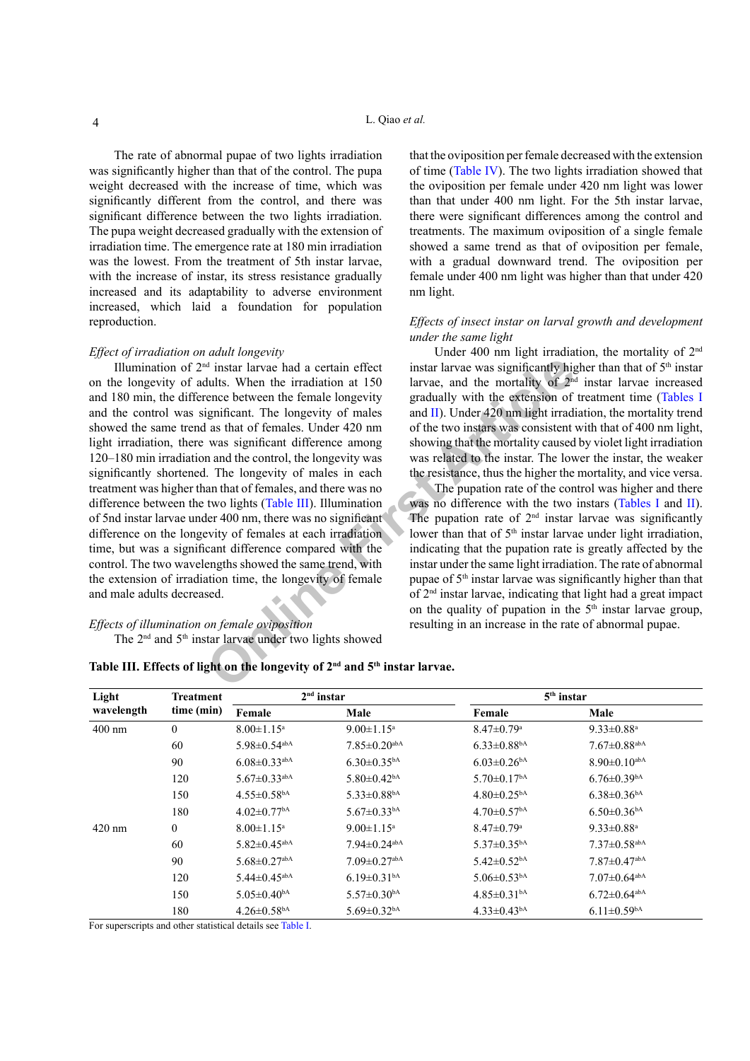The rate of abnormal pupae of two lights irradiation was significantly higher than that of the control. The pupa weight decreased with the increase of time, which was significantly different from the control, and there was significant difference between the two lights irradiation. The pupa weight decreased gradually with the extension of irradiation time. The emergence rate at 180 min irradiation was the lowest. From the treatment of 5th instar larvae, with the increase of instar, its stress resistance gradually increased and its adaptability to adverse environment increased, which laid a foundation for population reproduction.

*Effect of irradiation on adult longevity*

Illumination of 2nd instar larvae had a certain effect on the longevity of adults. When the irradiation at 150 and 180 min, the difference between the female longevity and the control was significant. The longevity of males showed the same trend as that of females. Under 420 nm light irradiation, there was significant difference among 120–180 min irradiation and the control, the longevity was significantly shortened. The longevity of males in each treatment was higher than that of females, and there was no difference between the two lights (Table III). Illumination of 5nd instar larvae under 400 nm, there was no significant difference on the longevity of females at each irradiation time, but was a significant difference compared with the control. The two wavelengths showed the same trend, with the extension of irradiation time, the longevity of female and male adults decreased.

*Effects of illumination on female oviposition*

The 2nd and 5th instar larvae under two lights showed that the oviposition per female decreased with the extension of time (Table IV). The two lights irradiation showed that the oviposition per female under 400 nm light was lower than that under 420 nm light. For the 5th instar larvae, there were significant differences among the control and treatments. The maximum oviposition of a single female showed a same trend as that of oviposition per female, with a gradual downward trend. The oviposition per female under 400 nm light was higher than that under 420 nm light.

*Effects of insect instar on larval growth and development under the same light*

Under 400 nm light irradiation, the mortality of 2nd instar larvae was significantly higher than that of 5th instar larvae, and the mortality of 2nd instar larvae increased gradually with the extension of treatment time (Tables I and II). Under 420 nm light irradiation, the mortality trend of the two instars was consistent with that of 400 nm light, showing that the mortality caused by violet light irradiation was related to the instar. The lower the instar, the weaker the resistance, thus the higher the mortality, and vice versa.

The pupation rate of the control was higher and there was no difference with the two instars (Tables I and II). The pupation rate of 2nd instar larvae was significantly lower than that of 5th instar larvae under light irradiation, indicating that the pupation rate is greatly affected by the instar under the same light irradiation. The rate of abnormal pupae of 5th instar larvae was significantly higher than that of 2nd instar larvae, indicating that light had a great impact on the quality of pupation in the 5th instar larvae group, resulting in an increase in the rate of abnormal pupae.

**Table III. Effects of light on the longevity of 2nd and 5th instar larvae.**

| Light wavelength | Treatment time (min) | 2nd instar | | 5th instar | |
|---|---|---|---|---|---|
| | | Female | Male | Female | Male |
| 400 nm | 0 | 8.00±1.15a | 9.00±1.15a | 8.47±0.79a | 9.33±0.88a |
| | 60 | 5.98±0.54abA | 7.85±0.20abA | 6.33±0.88bA | 7.67±0.88abA |
| | 90 | 6.08±0.33abA | 6.30±0.35bA | 6.03±0.26bA | 8.90±0.10abA |
| | 120 | 5.67±0.33abA | 5.80±0.42bA | 5.70±0.17bA | 6.76±0.39bA |
| | 150 | 4.55±0.58bA | 5.33±0.88bA | 4.80±0.25bA | 6.38±0.36bA |
| | 180 | 4.02±0.77bA | 5.67±0.33bA | 4.70±0.57bA | 6.50±0.36bA |
| 420 nm | 0 | 8.00±1.15a | 9.00±1.15a | 8.47±0.79a | 9.33±0.88a |
| | 60 | 5.82±0.45abA | 7.94±0.24abA | 5.37±0.35bA | 7.37±0.58abA |
| | 90 | 5.68±0.27abA | 7.09±0.27abA | 5.42±0.52bA | 7.87±0.47abA |
| | 120 | 5.44±0.45abA | 6.19±0.31bA | 5.06±0.53bA | 7.07±0.64abA |
| | 150 | 5.05±0.40bA | 5.57±0.30bA | 4.85±0.31bA | 6.72±0.64abA |
| | 180 | 4.26±0.58bA | 5.69±0.32bA | 4.33±0.43bA | 6.11±0.59bA |

For superscripts and other statistical details see Table I.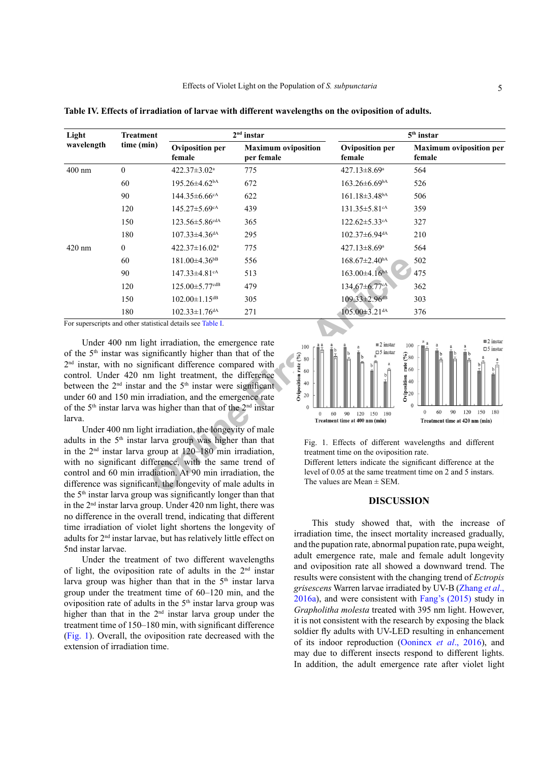**Table IV. Effects of irradiation of larvae with different wavelengths on the oviposition of adults.**

| Light wavelength | Treatment time (min) | 2[nd] instar | | 5[th] instar | |
|---|---|---|---|---|---|
| | | Oviposition per female | Maximum oviposition per female | Oviposition per female | Maximum oviposition per female |
| 400 nm | 0 | 422.37±3.02[a] | 775 | 427.13±8.69[a] | 564 |
| | 60 | 195.26±4.62[bA] | 672 | 163.26±6.69[bA] | 526 |
| | 90 | 144.35±6.66[cA] | 622 | 161.18±3.48[bA] | 506 |
| | 120 | 145.27±5.69[cA] | 439 | 131.35±5.81[cA] | 359 |
| | 150 | 123.56±5.86[cdA] | 365 | 122.62±5.33[cA] | 327 |
| | 180 | 107.33±4.36[dA] | 295 | 102.37±6.94[dA] | 210 |
| 420 nm | 0 | 422.37±16.02[a] | 775 | 427.13±8.69[a] | 564 |
| | 60 | 181.00±4.36[bB] | 556 | 168.67±2.40[bA] | 502 |
| | 90 | 147.33±4.81[cA] | 513 | 163.00±4.16[bA] | 475 |
| | 120 | 125.00±5.77[cdB] | 479 | 134.67±6.77[cA] | 362 |
| | 150 | 102.00±1.15[dB] | 305 | 109.33±2.96[dB] | 303 |
| | 180 | 102.33±1.76[dA] | 271 | 105.00±3.21[dA] | 376 |

For superscripts and other statistical details see Table I.

Under 400 nm light irradiation, the emergence rate of the 5[th] instar was significantly higher than that of the 2[nd] instar, with no significant difference compared with control. Under 420 nm light treatment, the difference between the 2[nd] instar and the 5[th] instar were significant under 60 and 150 min irradiation, and the emergence rate of the 5[th] instar larva was higher than that of the 2[nd] instar larva.

Under 400 nm light irradiation, the longevity of male adults in the 5[th] instar larva group was higher than that in the 2[nd] instar larva group at 120–180 min irradiation, with no significant difference, with the same trend of control and 60 min irradiation. At 90 min irradiation, the difference was significant, the longevity of male adults in the 5[th] instar larva group was significantly longer than that in the 2[nd] instar larva group. Under 420 nm light, there was no difference in the overall trend, indicating that different time irradiation of violet light shortens the longevity of adults for 2[nd] instar larvae, but has relatively little effect on 5nd instar larvae.

Under the treatment of two different wavelengths of light, the oviposition rate of adults in the 2[nd] instar larva group was higher than that in the 5[th] instar larva group under the treatment time of 60–120 min, and the oviposition rate of adults in the 5[th] instar larva group was higher than that in the 2[nd] instar larva group under the treatment time of 150–180 min, with significant difference (Fig. 1). Overall, the oviposition rate decreased with the extension of irradiation time.

Fig. 1. Effects of different wavelengths and different treatment time on the oviposition rate.
Different letters indicate the significant difference at the level of 0.05 at the same treatment time on 2 and 5 instars. The values are Mean ± SEM.

## DISCUSSION

This study showed that, with the increase of irradiation time, the insect mortality increased gradually, and the pupation rate, abnormal pupation rate, pupa weight, adult emergence rate, male and female adult longevity and oviposition rate all showed a downward trend. The results were consistent with the changing trend of *Ectropis grisescens* Warren larvae irradiated by UV-B (Zhang *et al*., 2016a), and were consistent with Fang's (2015) study in *Grapholitha molesta* treated with 395 nm light. However, it is not consistent with the research by exposing the black soldier fly adults with UV-LED resulting in enhancement of its indoor reproduction (Oonincx *et al*., 2016), and may due to different insects respond to different lights. In addition, the adult emergence rate after violet light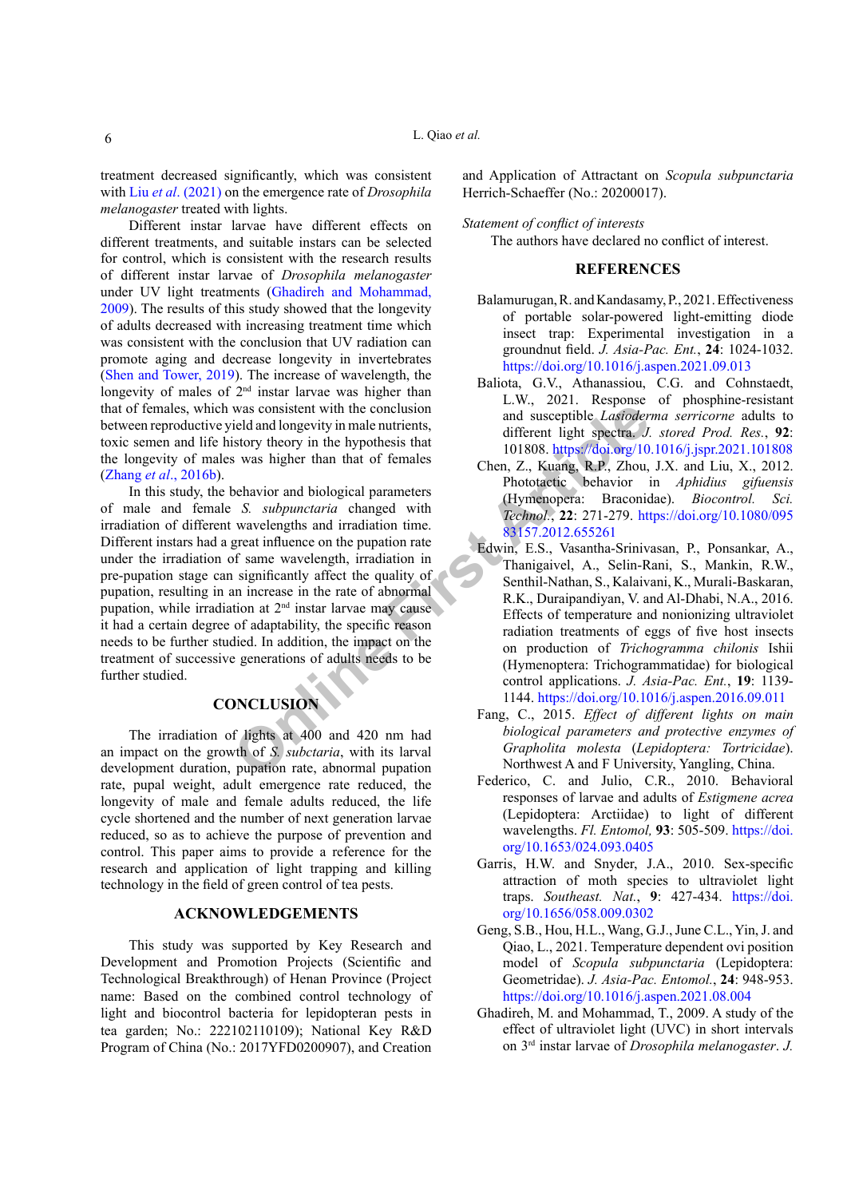treatment decreased significantly, which was consistent with Liu *et al*. (2021) on the emergence rate of *Drosophila melanogaster* treated with lights.

Different instar larvae have different effects on different treatments, and suitable instars can be selected for control, which is consistent with the research results of different instar larvae of *Drosophila melanogaster* under UV light treatments (Ghadireh and Mohammad, 2009). The results of this study showed that the longevity of adults decreased with increasing treatment time which was consistent with the conclusion that UV radiation can promote aging and decrease longevity in invertebrates (Shen and Tower, 2019). The increase of wavelength, the longevity of males of 2nd instar larvae was higher than that of females, which was consistent with the conclusion between reproductive yield and longevity in male nutrients, toxic semen and life history theory in the hypothesis that the longevity of males was higher than that of females (Zhang *et al*., 2016b).

In this study, the behavior and biological parameters of male and female *S. subpunctaria* changed with irradiation of different wavelengths and irradiation time. Different instars had a great influence on the pupation rate under the irradiation of same wavelength, irradiation in pre-pupation stage can significantly affect the quality of pupation, resulting in an increase in the rate of abnormal pupation, while irradiation at 2nd instar larvae may cause it had a certain degree of adaptability, the specific reason needs to be further studied. In addition, the impact on the treatment of successive generations of adults needs to be further studied.

## CONCLUSION

The irradiation of lights at 400 and 420 nm had an impact on the growth of *S. subctaria*, with its larval development duration, pupation rate, abnormal pupation rate, pupal weight, adult emergence rate reduced, the longevity of male and female adults reduced, the life cycle shortened and the number of next generation larvae reduced, so as to achieve the purpose of prevention and control. This paper aims to provide a reference for the research and application of light trapping and killing technology in the field of green control of tea pests.

## ACKNOWLEDGEMENTS

This study was supported by Key Research and Development and Promotion Projects (Scientific and Technological Breakthrough) of Henan Province (Project name: Based on the combined control technology of light and biocontrol bacteria for lepidopteran pests in tea garden; No.: 222102110109); National Key R&D Program of China (No.: 2017YFD0200907), and Creation and Application of Attractant on *Scopula subpunctaria* Herrich-Schaeffer (No.: 20200017).

*Statement of conflict of interests*

The authors have declared no conflict of interest.

## REFERENCES

Balamurugan, R. and Kandasamy, P., 2021. Effectiveness of portable solar-powered light-emitting diode insect trap: Experimental investigation in a groundnut field. *J. Asia-Pac. Ent.*, **24**: 1024-1032. https://doi.org/10.1016/j.aspen.2021.09.013

Baliota, G.V., Athanassiou, C.G. and Cohnstaedt, L.W., 2021. Response of phosphine-resistant and susceptible *Lasioderma serricorne* adults to different light spectra. *J. stored Prod. Res.*, **92**: 101808. https://doi.org/10.1016/j.jspr.2021.101808

Chen, Z., Kuang, R.P., Zhou, J.X. and Liu, X., 2012. Phototactic behavior in *Aphidius gifuensis* (Hymenopera: Braconidae). *Biocontrol. Sci. Technol.*, **22**: 271-279. https://doi.org/10.1080/09583157.2012.655261

Edwin, E.S., Vasantha-Srinivasan, P., Ponsankar, A., Thanigaivel, A., Selin-Rani, S., Mankin, R.W., Senthil-Nathan, S., Kalaivani, K., Murali-Baskaran, R.K., Duraipandiyan, V. and Al-Dhabi, N.A., 2016. Effects of temperature and nonionizing ultraviolet radiation treatments of eggs of five host insects on production of *Trichogramma chilonis* Ishii (Hymenoptera: Trichogrammatidae) for biological control applications. *J. Asia-Pac. Ent.*, **19**: 1139-1144. https://doi.org/10.1016/j.aspen.2016.09.011

Fang, C., 2015. *Effect of different lights on main biological parameters and protective enzymes of Grapholita molesta (Lepidoptera: Tortricidae)*. Northwest A and F University, Yangling, China.

Federico, C. and Julio, C.R., 2010. Behavioral responses of larvae and adults of *Estigmene acrea* (Lepidoptera: Arctiidae) to light of different wavelengths. *Fl. Entomol,* **93**: 505-509. https://doi.org/10.1653/024.093.0405

Garris, H.W. and Snyder, J.A., 2010. Sex-specific attraction of moth species to ultraviolet light traps. *Southeast. Nat.*, **9**: 427-434. https://doi.org/10.1656/058.009.0302

Geng, S.B., Hou, H.L., Wang, G.J., June C.L., Yin, J. and Qiao, L., 2021. Temperature dependent ovi position model of *Scopula subpunctaria* (Lepidoptera: Geometridae). *J. Asia-Pac. Entomol.*, **24**: 948-953. https://doi.org/10.1016/j.aspen.2021.08.004

Ghadireh, M. and Mohammad, T., 2009. A study of the effect of ultraviolet light (UVC) in short intervals on 3rd instar larvae of *Drosophila melanogaster*. *J.*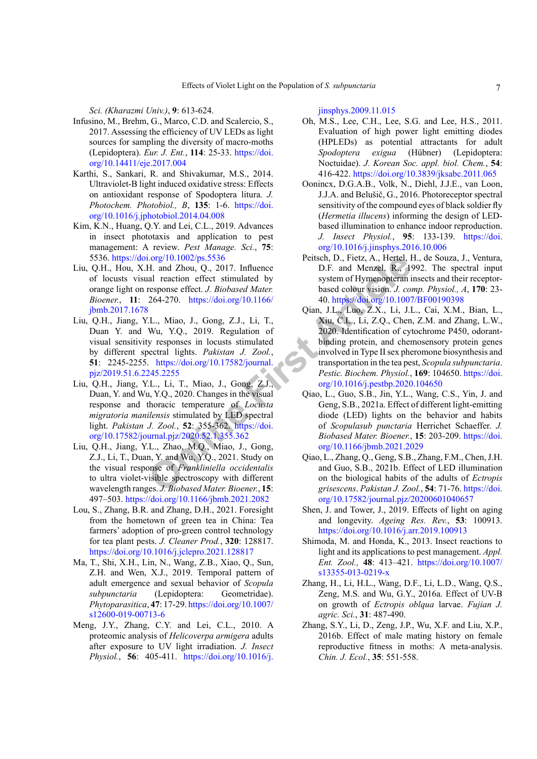*Sci. (Kharazmi Univ.)*, **9**: 613-624.

Infusino, M., Brehm, G., Marco, C.D. and Scalercio, S., 2017. Assessing the efficiency of UV LEDs as light sources for sampling the diversity of macro-moths (Lepidoptera). *Eur. J. Ent.*, **114**: 25-33. https://doi.org/10.14411/eje.2017.004

Karthi, S., Sankari, R. and Shivakumar, M.S., 2014. Ultraviolet-B light induced oxidative stress: Effects on antioxidant response of Spodoptera litura. *J. Photochem. Photobiol., B*, **135**: 1-6. https://doi.org/10.1016/j.jphotobiol.2014.04.008

Kim, K.N., Huang, Q.Y. and Lei, C.L., 2019. Advances in insect phototaxis and application to pest management: A review. *Pest Manage. Sci.*, **75**: 5536. https://doi.org/10.1002/ps.5536

Liu, Q.H., Hou, X.H. and Zhou, Q., 2017. Influence of locusts visual reaction effect stimulated by orange light on response effect. *J. Biobased Mater. Bioener.*, **11**: 264-270. https://doi.org/10.1166/jbmb.2017.1678

Liu, Q.H., Jiang, Y.L., Miao, J., Gong, Z.J., Li, T., Duan Y. and Wu, Y.Q., 2019. Regulation of visual sensitivity responses in locusts stimulated by different spectral lights. *Pakistan J. Zool.*, **51**: 2245-2255. https://doi.org/10.17582/journal.pjz/2019.51.6.2245.2255

Liu, Q.H., Jiang, Y.L., Li, T., Miao, J., Gong, Z.J., Duan, Y. and Wu, Y.Q., 2020. Changes in the visual response and thoracic temperature of *Locusta migratoria manilensis* stimulated by LED spectral light. *Pakistan J. Zool.*, **52**: 355-362. https://doi.org/10.17582/journal.pjz/2020.52.1.355.362

Liu, Q.H., Jiang, Y.L., Zhao, M.Q., Miao, J., Gong, Z.J., Li, T., Duan, Y. and Wu, Y.Q., 2021. Study on the visual response of *Frankliniella occidentalis* to ultra violet-visible spectroscopy with different wavelength ranges. *J. Biobased Mater. Bioener.*, **15**: 497–503. https://doi.org/10.1166/jbmb.2021.2082

Lou, S., Zhang, B.R. and Zhang, D.H., 2021. Foresight from the hometown of green tea in China: Tea farmers' adoption of pro-green control technology for tea plant pests. *J. Cleaner Prod.*, **320**: 128817. https://doi.org/10.1016/j.jclepro.2021.128817

Ma, T., Shi, X.H., Lin, N., Wang, Z.B., Xiao, Q., Sun, Z.H. and Wen, X.J., 2019. Temporal pattern of adult emergence and sexual behavior of *Scopula subpunctaria* (Lepidoptera: Geometridae). *Phytoparasitica*, **47**: 17-29. https://doi.org/10.1007/s12600-019-00713-6

Meng, J.Y., Zhang, C.Y. and Lei, C.L., 2010. A proteomic analysis of *Helicoverpa armigera* adults after exposure to UV light irradiation. *J. Insect Physiol.*, **56**: 405-411. https://doi.org/10.1016/j.jinsphys.2009.11.015

Oh, M.S., Lee, C.H., Lee, S.G. and Lee, H.S., 2011. Evaluation of high power light emitting diodes (HPLEDs) as potential attractants for adult *Spodoptera exigua* (Hübner) (Lepidoptera: Noctuidae). *J. Korean Soc. appl. biol. Chem.*, **54**: 416-422. https://doi.org/10.3839/jksabc.2011.065

Oonincx, D.G.A.B., Volk, N., Diehl, J.J.E., van Loon, J.J.A. and Belušič, G., 2016. Photoreceptor spectral sensitivity of the compound eyes of black soldier fly (*Hermetia illucens*) informing the design of LED-based illumination to enhance indoor reproduction. *J. Insect Physiol.*, **95**: 133-139. https://doi.org/10.1016/j.jinsphys.2016.10.006

Peitsch, D., Fietz, A., Hertel, H., de Souza, J., Ventura, D.F. and Menzel, R., 1992. The spectral input system of Hymenopteran insects and their receptor-based colour vision. *J. comp. Physiol., A*, **170**: 23-40. https://doi.org/10.1007/BF00190398

Qian, J.L., Luo, Z.X., Li, J.L., Cai, X.M., Bian, L., Xiu, C.L., Li, Z.Q., Chen, Z.M. and Zhang, L.W., 2020. Identification of cytochrome P450, odorant-binding protein, and chemosensory protein genes involved in Type II sex pheromone biosynthesis and transportation in the tea pest, *Scopula subpunctaria*. *Pestic. Biochem. Physiol.*, **169**: 104650. https://doi.org/10.1016/j.pestbp.2020.104650

Qiao, L., Guo, S.B., Jin, Y.L., Wang, C.S., Yin, J. and Geng, S.B., 2021a. Effect of different light-emitting diode (LED) lights on the behavior and habits of *Scopulasub punctaria* Herrichet Schaeffer. *J. Biobased Mater. Bioener.*, **15**: 203-209. https://doi.org/10.1166/jbmb.2021.2029

Qiao, L., Zhang, Q., Geng, S.B., Zhang, F.M., Chen, J.H. and Guo, S.B., 2021b. Effect of LED illumination on the biological habits of the adults of *Ectropis grisescens*. *Pakistan J. Zool.*, **54**: 71-76. https://doi.org/10.17582/journal.pjz/20200601040657

Shen, J. and Tower, J., 2019. Effects of light on aging and longevity. *Ageing Res. Rev.*, **53**: 100913. https://doi.org/10.1016/j.arr.2019.100913

Shimoda, M. and Honda, K., 2013. Insect reactions to light and its applications to pest management. *Appl. Ent. Zool.*, **48**: 413–421. https://doi.org/10.1007/s13355-013-0219-x

Zhang, H., Li, H.L., Wang, D.F., Li, L.D., Wang, Q.S., Zeng, M.S. and Wu, G.Y., 2016a. Effect of UV-B on growth of *Ectropis oblqua* larvae. *Fujian J. agric. Sci.*, **31**: 487-490.

Zhang, S.Y., Li, D., Zeng, J.P., Wu, X.F. and Liu, X.P., 2016b. Effect of male mating history on female reproductive fitness in moths: A meta-analysis. *Chin. J. Ecol.*, **35**: 551-558.